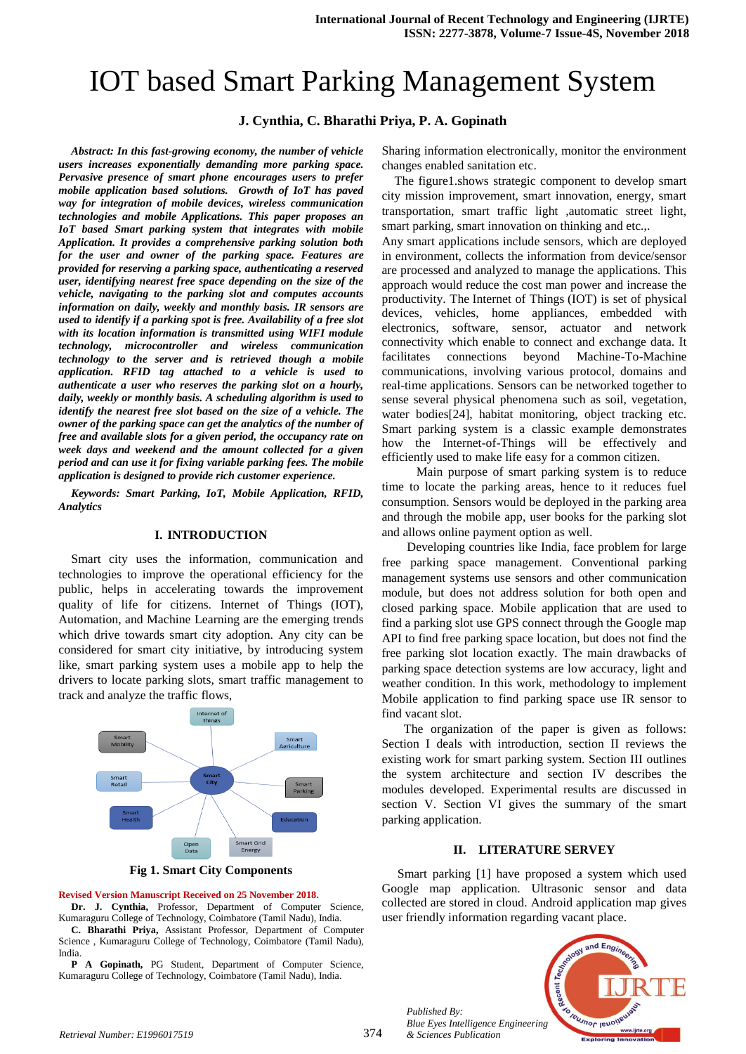# IOT based Smart Parking Management System

**J. Cynthia, C. Bharathi Priya, P. A. Gopinath**

***Abstract: In this fast-growing economy, the number of vehicle users increases exponentially demanding more parking space. Pervasive presence of smart phone encourages users to prefer mobile application based solutions. Growth of IoT has paved way for integration of mobile devices, wireless communication technologies and mobile Applications. This paper proposes an IoT based Smart parking system that integrates with mobile Application. It provides a comprehensive parking solution both for the user and owner of the parking space. Features are provided for reserving a parking space, authenticating a reserved user, identifying nearest free space depending on the size of the vehicle, navigating to the parking slot and computes accounts information on daily, weekly and monthly basis. IR sensors are used to identify if a parking spot is free. Availability of a free slot with its location information is transmitted using WIFI module technology, microcontroller and wireless communication technology to the server and is retrieved though a mobile application. RFID tag attached to a vehicle is used to authenticate a user who reserves the parking slot on a hourly, daily, weekly or monthly basis. A scheduling algorithm is used to identify the nearest free slot based on the size of a vehicle. The owner of the parking space can get the analytics of the number of free and available slots for a given period, the occupancy rate on week days and weekend and the amount collected for a given period and can use it for fixing variable parking fees. The mobile application is designed to provide rich customer experience.***

***Keywords: Smart Parking, IoT, Mobile Application, RFID, Analytics***

## I. INTRODUCTION

Smart city uses the information, communication and technologies to improve the operational efficiency for the public, helps in accelerating towards the improvement quality of life for citizens. Internet of Things (IOT), Automation, and Machine Learning are the emerging trends which drive towards smart city adoption. Any city can be considered for smart city initiative, by introducing system like, smart parking system uses a mobile app to help the drivers to locate parking slots, smart traffic management to track and analyze the traffic flows, Sharing information electronically, monitor the environment changes enabled sanitation etc.

**Fig 1. Smart City Components**

The figure1.shows strategic component to develop smart city mission improvement, smart innovation, energy, smart transportation, smart traffic light ,automatic street light, smart parking, smart innovation on thinking and etc.,.

Any smart applications include sensors, which are deployed in environment, collects the information from device/sensor are processed and analyzed to manage the applications. This approach would reduce the cost man power and increase the productivity. The Internet of Things (IOT) is set of physical devices, vehicles, home appliances, embedded with electronics, software, sensor, actuator and network connectivity which enable to connect and exchange data. It facilitates connections beyond Machine-To-Machine communications, involving various protocol, domains and real-time applications. Sensors can be networked together to sense several physical phenomena such as soil, vegetation, water bodies[24], habitat monitoring, object tracking etc. Smart parking system is a classic example demonstrates how the Internet-of-Things will be effectively and efficiently used to make life easy for a common citizen.

Main purpose of smart parking system is to reduce time to locate the parking areas, hence to it reduces fuel consumption. Sensors would be deployed in the parking area and through the mobile app, user books for the parking slot and allows online payment option as well.

Developing countries like India, face problem for large free parking space management. Conventional parking management systems use sensors and other communication module, but does not address solution for both open and closed parking space. Mobile application that are used to find a parking slot use GPS connect through the Google map API to find free parking space location, but does not find the free parking slot location exactly. The main drawbacks of parking space detection systems are low accuracy, light and weather condition. In this work, methodology to implement Mobile application to find parking space use IR sensor to find vacant slot.

The organization of the paper is given as follows: Section I deals with introduction, section II reviews the existing work for smart parking system. Section III outlines the system architecture and section IV describes the modules developed. Experimental results are discussed in section V. Section VI gives the summary of the smart parking application.

## II. LITERATURE SERVEY

Smart parking [1] have proposed a system which used Google map application. Ultrasonic sensor and data collected are stored in cloud. Android application map gives user friendly information regarding vacant place.

Revised Version Manuscript Received on 25 November 2018.

**Dr. J. Cynthia,** Professor, Department of Computer Science, Kumaraguru College of Technology, Coimbatore (Tamil Nadu), India.

**C. Bharathi Priya,** Assistant Professor, Department of Computer Science , Kumaraguru College of Technology, Coimbatore (Tamil Nadu), India.

**P A Gopinath,** PG Student, Department of Computer Science, Kumaraguru College of Technology, Coimbatore (Tamil Nadu), India.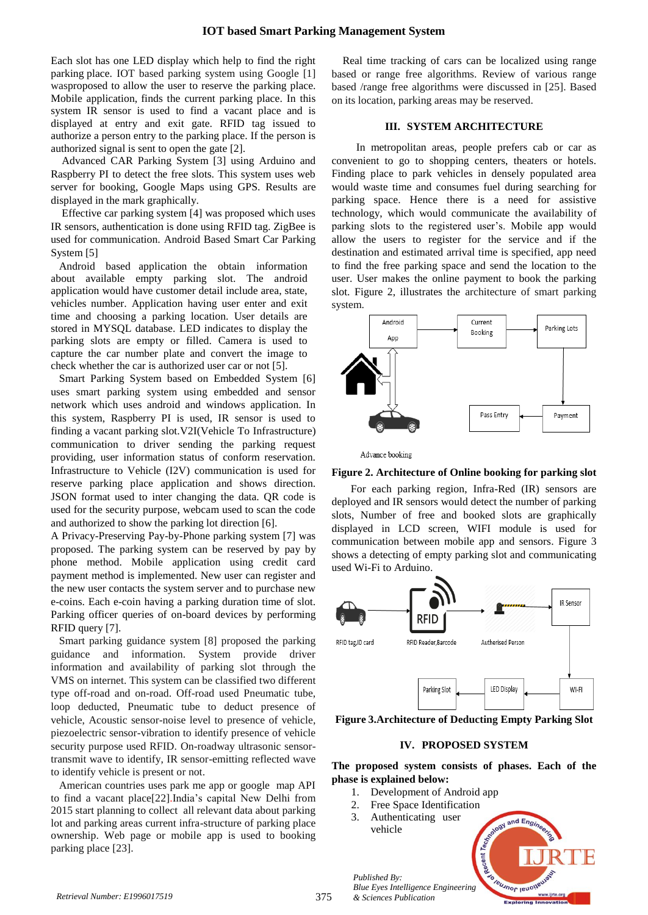Each slot has one LED display which help to find the right parking place. IOT based parking system using Google [1] wasproposed to allow the user to reserve the parking place. Mobile application, finds the current parking place. In this system IR sensor is used to find a vacant place and is displayed at entry and exit gate. RFID tag issued to authorize a person entry to the parking place. If the person is authorized signal is sent to open the gate [2].

Advanced CAR Parking System [3] using Arduino and Raspberry PI to detect the free slots. This system uses web server for booking, Google Maps using GPS. Results are displayed in the mark graphically.

Effective car parking system [4] was proposed which uses IR sensors, authentication is done using RFID tag. ZigBee is used for communication. Android Based Smart Car Parking System [5]

Android based application the obtain information about available empty parking slot. The android application would have customer detail include area, state, vehicles number. Application having user enter and exit time and choosing a parking location. User details are stored in MYSQL database. LED indicates to display the parking slots are empty or filled. Camera is used to capture the car number plate and convert the image to check whether the car is authorized user car or not [5].

Smart Parking System based on Embedded System [6] uses smart parking system using embedded and sensor network which uses android and windows application. In this system, Raspberry PI is used, IR sensor is used to finding a vacant parking slot.V2I(Vehicle To Infrastructure) communication to driver sending the parking request providing, user information status of conform reservation. Infrastructure to Vehicle (I2V) communication is used for reserve parking place application and shows direction. JSON format used to inter changing the data. QR code is used for the security purpose, webcam used to scan the code and authorized to show the parking lot direction [6].

A Privacy-Preserving Pay-by-Phone parking system [7] was proposed. The parking system can be reserved by pay by phone method. Mobile application using credit card payment method is implemented. New user can register and the new user contacts the system server and to purchase new e-coins. Each e-coin having a parking duration time of slot. Parking officer queries of on-board devices by performing RFID query [7].

Smart parking guidance system [8] proposed the parking guidance and information. System provide driver information and availability of parking slot through the VMS on internet. This system can be classified two different type off-road and on-road. Off-road used Pneumatic tube, loop deducted, Pneumatic tube to deduct presence of vehicle, Acoustic sensor-noise level to presence of vehicle, piezoelectric sensor-vibration to identify presence of vehicle security purpose used RFID. On-roadway ultrasonic sensor-transmit wave to identify, IR sensor-emitting reflected wave to identify vehicle is present or not.

American countries uses park me app or google map API to find a vacant place[22].India's capital New Delhi from 2015 start planning to collect all relevant data about parking lot and parking areas current infra-structure of parking place ownership. Web page or mobile app is used to booking parking place [23].

Real time tracking of cars can be localized using range based or range free algorithms. Review of various range based /range free algorithms were discussed in [25]. Based on its location, parking areas may be reserved.

## III. SYSTEM ARCHITECTURE

In metropolitan areas, people prefers cab or car as convenient to go to shopping centers, theaters or hotels. Finding place to park vehicles in densely populated area would waste time and consumes fuel during searching for parking space. Hence there is a need for assistive technology, which would communicate the availability of parking slots to the registered user's. Mobile app would allow the users to register for the service and if the destination and estimated arrival time is specified, app need to find the free parking space and send the location to the user. User makes the online payment to book the parking slot. Figure 2, illustrates the architecture of smart parking system.

**Figure 2. Architecture of Online booking for parking slot**

For each parking region, Infra-Red (IR) sensors are deployed and IR sensors would detect the number of parking slots, Number of free and booked slots are graphically displayed in LCD screen, WIFI module is used for communication between mobile app and sensors. Figure 3 shows a detecting of empty parking slot and communicating used Wi-Fi to Arduino.

**Figure 3.Architecture of Deducting Empty Parking Slot**

## IV. PROPOSED SYSTEM

**The proposed system consists of phases. Each of the phase is explained below:**

1. Development of Android app
2. Free Space Identification
3. Authenticating user vehicle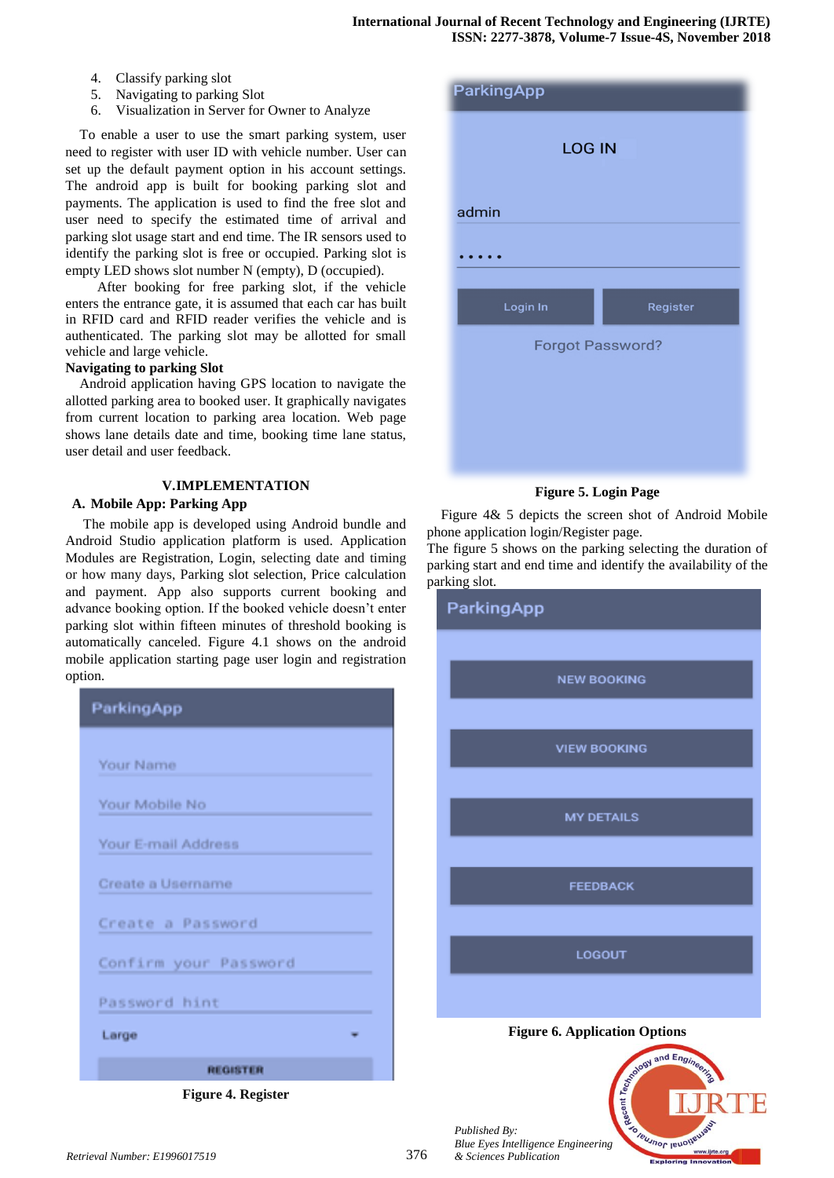4. Classify parking slot
5. Navigating to parking Slot
6. Visualization in Server for Owner to Analyze

To enable a user to use the smart parking system, user need to register with user ID with vehicle number. User can set up the default payment option in his account settings. The android app is built for booking parking slot and payments. The application is used to find the free slot and user need to specify the estimated time of arrival and parking slot usage start and end time. The IR sensors used to identify the parking slot is free or occupied. Parking slot is empty LED shows slot number N (empty), D (occupied).

After booking for free parking slot, if the vehicle enters the entrance gate, it is assumed that each car has built in RFID card and RFID reader verifies the vehicle and is authenticated. The parking slot may be allotted for small vehicle and large vehicle.

**Navigating to parking Slot**

Android application having GPS location to navigate the allotted parking area to booked user. It graphically navigates from current location to parking area location. Web page shows lane details date and time, booking time lane status, user detail and user feedback.

## V. IMPLEMENTATION

### A. Mobile App: Parking App

The mobile app is developed using Android bundle and Android Studio application platform is used. Application Modules are Registration, Login, selecting date and timing or how many days, Parking slot selection, Price calculation and payment. App also supports current booking and advance booking option. If the booked vehicle doesn't enter parking slot within fifteen minutes of threshold booking is automatically canceled. Figure 4.1 shows on the android mobile application starting page user login and registration option.

**Figure 4. Register**

**Figure 5. Login Page**

Figure 4& 5 depicts the screen shot of Android Mobile phone application login/Register page.
The figure 5 shows on the parking selecting the duration of parking start and end time and identify the availability of the parking slot.

**Figure 6. Application Options**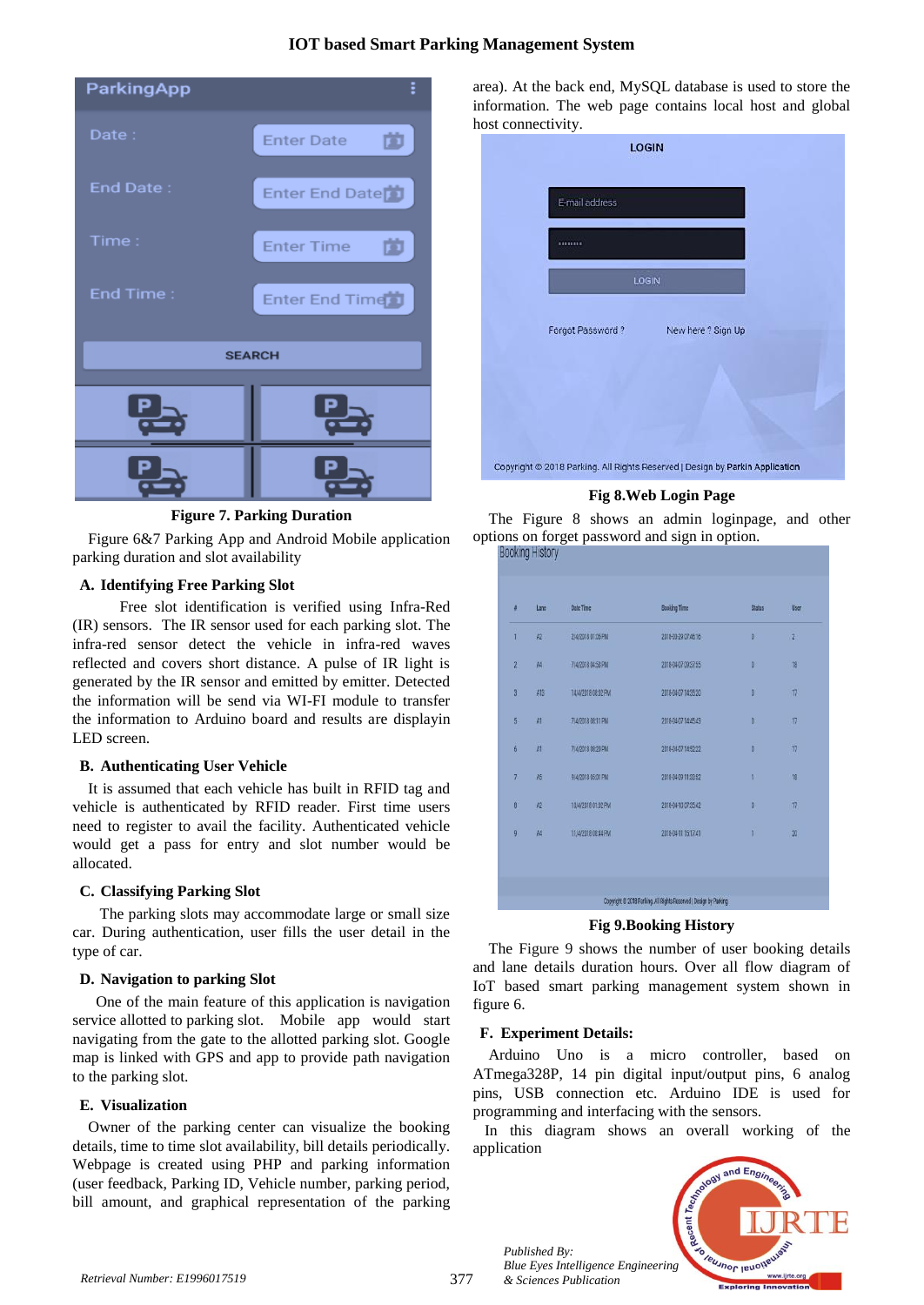Figure 7. Parking Duration

Figure 6&7 Parking App and Android Mobile application parking duration and slot availability

### A. Identifying Free Parking Slot

Free slot identification is verified using Infra-Red (IR) sensors. The IR sensor used for each parking slot. The infra-red sensor detect the vehicle in infra-red waves reflected and covers short distance. A pulse of IR light is generated by the IR sensor and emitted by emitter. Detected the information will be send via WI-FI module to transfer the information to Arduino board and results are displayin LED screen.

### B. Authenticating User Vehicle

It is assumed that each vehicle has built in RFID tag and vehicle is authenticated by RFID reader. First time users need to register to avail the facility. Authenticated vehicle would get a pass for entry and slot number would be allocated.

### C. Classifying Parking Slot

The parking slots may accommodate large or small size car. During authentication, user fills the user detail in the type of car.

### D. Navigation to parking Slot

One of the main feature of this application is navigation service allotted to parking slot. Mobile app would start navigating from the gate to the allotted parking slot. Google map is linked with GPS and app to provide path navigation to the parking slot.

### E. Visualization

Owner of the parking center can visualize the booking details, time to time slot availability, bill details periodically. Webpage is created using PHP and parking information (user feedback, Parking ID, Vehicle number, parking period, bill amount, and graphical representation of the parking area). At the back end, MySQL database is used to store the information. The web page contains local host and global host connectivity.

Fig 8.Web Login Page

The Figure 8 shows an admin loginpage, and other options on forget password and sign in option.

Fig 9.Booking History

The Figure 9 shows the number of user booking details and lane details duration hours. Over all flow diagram of IoT based smart parking management system shown in figure 6.

### F. Experiment Details:

Arduino Uno is a micro controller, based on ATmega328P, 14 pin digital input/output pins, 6 analog pins, USB connection etc. Arduino IDE is used for programming and interfacing with the sensors.

In this diagram shows an overall working of the application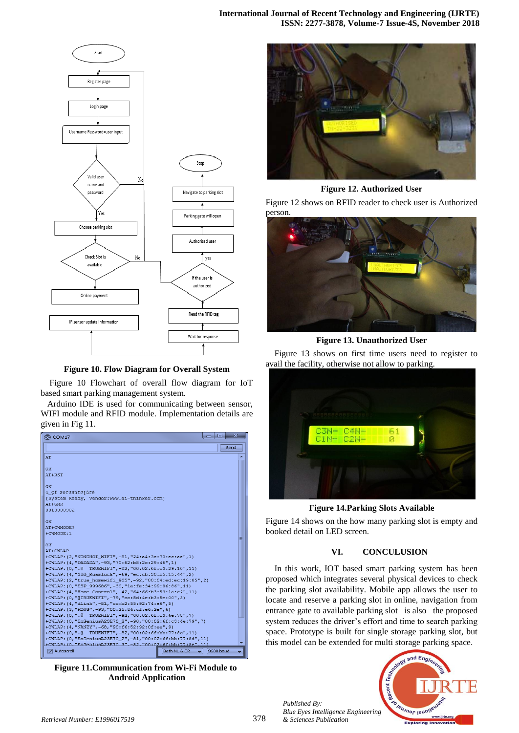Figure 10. Flow Diagram for Overall System

Figure 10 Flowchart of overall flow diagram for IoT based smart parking management system.

Arduino IDE is used for communicating between sensor, WIFI module and RFID module. Implementation details are given in Fig 11.

Figure 11.Communication from Wi-Fi Module to Android Application

Figure 12. Authorized User

Figure 12 shows on RFID reader to check user is Authorized person.

Figure 13. Unauthorized User

Figure 13 shows on first time users need to register to avail the facility, otherwise not allow to parking.

Figure 14.Parking Slots Available

Figure 14 shows on the how many parking slot is empty and booked detail on LED screen.

## VI. CONCULUSION

In this work, IOT based smart parking system has been proposed which integrates several physical devices to check the parking slot availability. Mobile app allows the user to locate and reserve a parking slot in online, navigation from entrance gate to available parking slot is also the proposed system reduces the driver's effort and time to search parking space. Prototype is built for single storage parking slot, but this model can be extended for multi storage parking space.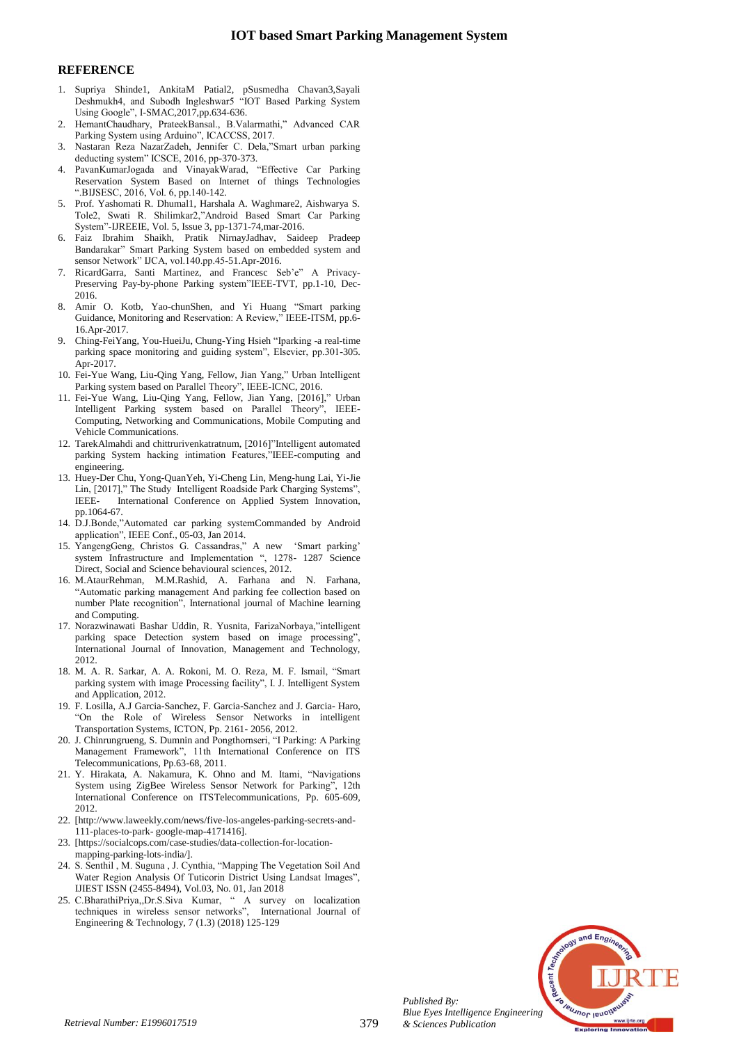## REFERENCE

1. Supriya Shinde1, AnkitaM Patial2, pSusmedha Chavan3,Sayali Deshmukh4, and Subodh Ingleshwar5 "IOT Based Parking System Using Google", I-SMAC,2017,pp.634-636.
2. HemantChaudhary, PrateekBansal., B.Valarmathi," Advanced CAR Parking System using Arduino", ICACCSS, 2017.
3. Nastaran Reza NazarZadeh, Jennifer C. Dela,"Smart urban parking deducting system" ICSCE, 2016, pp-370-373.
4. PavanKumarJogada and VinayakWarad, "Effective Car Parking Reservation System Based on Internet of things Technologies ".BIJSESC, 2016, Vol. 6, pp.140-142.
5. Prof. Yashomati R. Dhumal1, Harshala A. Waghmare2, Aishwarya S. Tole2, Swati R. Shilimkar2,"Android Based Smart Car Parking System"-IJREEIE, Vol. 5, Issue 3, pp-1371-74,mar-2016.
6. Faiz Ibrahim Shaikh, Pratik NirnayJadhav, Saideep Pradeep Bandarakar" Smart Parking System based on embedded system and sensor Network" IJCA, vol.140.pp.45-51.Apr-2016.
7. RicardGarra, Santi Martinez, and Francesc Seb'e" A Privacy-Preserving Pay-by-phone Parking system"IEEE-TVT, pp.1-10, Dec-2016.
8. Amir O. Kotb, Yao-chunShen, and Yi Huang "Smart parking Guidance, Monitoring and Reservation: A Review," IEEE-ITSM, pp.6-16.Apr-2017.
9. Ching-FeiYang, You-HueiJu, Chung-Ying Hsieh "Iparking -a real-time parking space monitoring and guiding system", Elsevier, pp.301-305. Apr-2017.
10. Fei-Yue Wang, Liu-Qing Yang, Fellow, Jian Yang," Urban Intelligent Parking system based on Parallel Theory", IEEE-ICNC, 2016.
11. Fei-Yue Wang, Liu-Qing Yang, Fellow, Jian Yang, [2016]," Urban Intelligent Parking system based on Parallel Theory", IEEE-Computing, Networking and Communications, Mobile Computing and Vehicle Communications.
12. TarekAlmahdi and chittrurivenkatratnum, [2016]"Intelligent automated parking System hacking intimation Features,"IEEE-computing and engineering.
13. Huey-Der Chu, Yong-QuanYeh, Yi-Cheng Lin, Meng-hung Lai, Yi-Jie Lin, [2017]," The Study Intelligent Roadside Park Charging Systems", IEEE- International Conference on Applied System Innovation, pp.1064-67.
14. D.J.Bonde,"Automated car parking systemCommanded by Android application", IEEE Conf., 05-03, Jan 2014.
15. YangengGeng, Christos G. Cassandras," A new 'Smart parking' system Infrastructure and Implementation ", 1278- 1287 Science Direct, Social and Science behavioural sciences, 2012.
16. M.AtaurRehman, M.M.Rashid, A. Farhana and N. Farhana, "Automatic parking management And parking fee collection based on number Plate recognition", International journal of Machine learning and Computing.
17. Norazwinawati Bashar Uddin, R. Yusnita, FarizaNorbaya,"intelligent parking space Detection system based on image processing", International Journal of Innovation, Management and Technology, 2012.
18. M. A. R. Sarkar, A. A. Rokoni, M. O. Reza, M. F. Ismail, "Smart parking system with image Processing facility", I. J. Intelligent System and Application, 2012.
19. F. Losilla, A.J Garcia-Sanchez, F. Garcia-Sanchez and J. Garcia- Haro, "On the Role of Wireless Sensor Networks in intelligent Transportation Systems, ICTON, Pp. 2161- 2056, 2012.
20. J. Chinrungrueng, S. Dumnin and Pongthornseri, "I Parking: A Parking Management Framework", 11th International Conference on ITS Telecommunications, Pp.63-68, 2011.
21. Y. Hirakata, A. Nakamura, K. Ohno and M. Itami, "Navigations System using ZigBee Wireless Sensor Network for Parking", 12th International Conference on ITSTelecommunications, Pp. 605-609, 2012.
22. [http://www.laweekly.com/news/five-los-angeles-parking-secrets-and-111-places-to-park- google-map-4171416].
23. [https://socialcops.com/case-studies/data-collection-for-location-mapping-parking-lots-india/].
24. S. Senthil , M. Suguna , J. Cynthia, "Mapping The Vegetation Soil And Water Region Analysis Of Tuticorin District Using Landsat Images", IJIEST ISSN (2455-8494), Vol.03, No. 01, Jan 2018
25. C.BharathiPriya,,Dr.S.Siva Kumar, " A survey on localization techniques in wireless sensor networks", International Journal of Engineering & Technology, 7 (1.3) (2018) 125-129